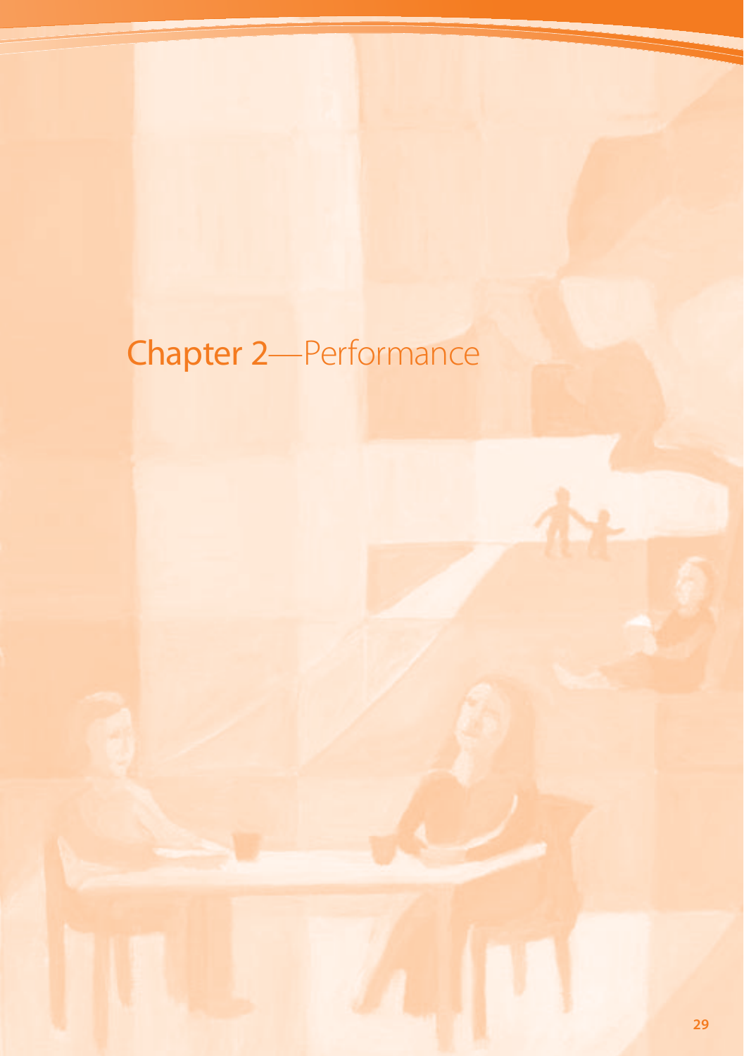# Chapter 2—Performance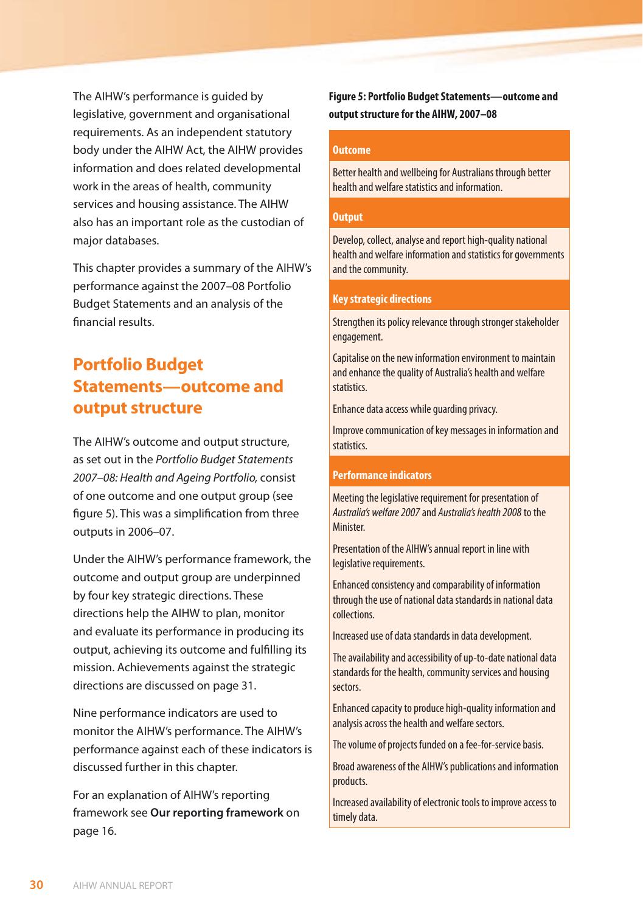The AIHW's performance is guided by legislative, government and organisational requirements. As an independent statutory body under the AIHW Act, the AIHW provides information and does related developmental work in the areas of health, community services and housing assistance. The AIHW also has an important role as the custodian of major databases.

This chapter provides a summary of the AIHW's performance against the 2007–08 Portfolio Budget Statements and an analysis of the financial results.

## Portfolio Budget Statements—outcome and output structure

The AIHW's outcome and output structure, as set out in the *Portfolio Budget Statements 2007–08: Health and Ageing Portfolio,* consist of one outcome and one output group (see figure 5). This was a simplification from three outputs in 2006–07.

Under the AIHW's performance framework, the outcome and output group are underpinned by four key strategic directions. These directions help the AIHW to plan, monitor and evaluate its performance in producing its output, achieving its outcome and fulfilling its mission. Achievements against the strategic directions are discussed on page 31.

Nine performance indicators are used to monitor the AIHW's performance. The AIHW's performance against each of these indicators is discussed further in this chapter.

For an explanation of AIHW's reporting framework see **Our reporting framework** on page 16.

**Figure 5: Portfolio Budget Statements—outcome and output structure for the AIHW, 2007–08**

**Outcome**

Better health and wellbeing for Australians through better health and welfare statistics and information.

**Output**

Develop, collect, analyse and report high-quality national health and welfare information and statistics for governments and the community.

**Key strategic directions**

Strengthen its policy relevance through stronger stakeholder engagement.

Capitalise on the new information environment to maintain and enhance the quality of Australia's health and welfare statistics.

Enhance data access while guarding privacy.

Improve communication of key messages in information and statistics.

**Performance indicators**

Meeting the legislative requirement for presentation of *Australia's welfare 2007* and *Australia's health 2008* to the Minister.

Presentation of the AIHW's annual report in line with legislative requirements.

Enhanced consistency and comparability of information through the use of national data standards in national data collections.

Increased use of data standards in data development.

The availability and accessibility of up-to-date national data standards for the health, community services and housing sectors.

Enhanced capacity to produce high-quality information and analysis across the health and welfare sectors.

The volume of projects funded on a fee-for-service basis.

Broad awareness of the AIHW's publications and information products.

Increased availability of electronic tools to improve access to timely data.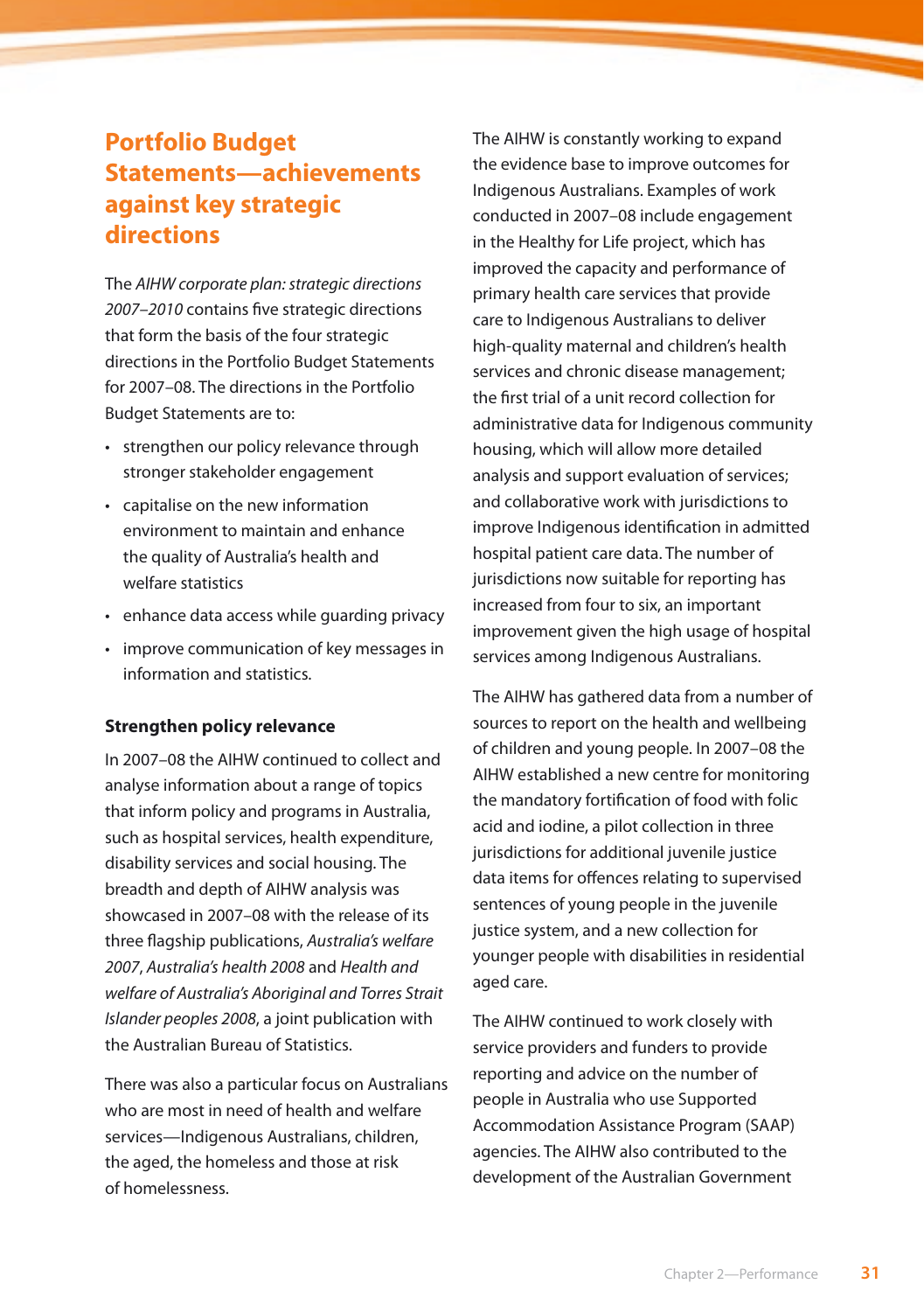## Portfolio Budget Statements—achievements against key strategic directions

The *AIHW corporate plan: strategic directions 2007–2010* contains five strategic directions that form the basis of the four strategic directions in the Portfolio Budget Statements for 2007–08. The directions in the Portfolio Budget Statements are to:

- strengthen our policy relevance through stronger stakeholder engagement
- capitalise on the new information environment to maintain and enhance the quality of Australia's health and welfare statistics
- enhance data access while guarding privacy
- improve communication of key messages in information and statistics.

### Strengthen policy relevance

In 2007–08 the AIHW continued to collect and analyse information about a range of topics that inform policy and programs in Australia, such as hospital services, health expenditure, disability services and social housing. The breadth and depth of AIHW analysis was showcased in 2007–08 with the release of its three flagship publications, *Australia's welfare 2007*, *Australia's health 2008* and *Health and welfare of Australia's Aboriginal and Torres Strait Islander peoples 2008*, a joint publication with the Australian Bureau of Statistics.

There was also a particular focus on Australians who are most in need of health and welfare services—Indigenous Australians, children, the aged, the homeless and those at risk of homelessness.

The AIHW is constantly working to expand the evidence base to improve outcomes for Indigenous Australians. Examples of work conducted in 2007–08 include engagement in the Healthy for Life project, which has improved the capacity and performance of primary health care services that provide care to Indigenous Australians to deliver high-quality maternal and children's health services and chronic disease management; the first trial of a unit record collection for administrative data for Indigenous community housing, which will allow more detailed analysis and support evaluation of services; and collaborative work with jurisdictions to improve Indigenous identification in admitted hospital patient care data. The number of jurisdictions now suitable for reporting has increased from four to six, an important improvement given the high usage of hospital services among Indigenous Australians.

The AIHW has gathered data from a number of sources to report on the health and wellbeing of children and young people. In 2007–08 the AIHW established a new centre for monitoring the mandatory fortification of food with folic acid and iodine, a pilot collection in three jurisdictions for additional juvenile justice data items for offences relating to supervised sentences of young people in the juvenile justice system, and a new collection for younger people with disabilities in residential aged care.

The AIHW continued to work closely with service providers and funders to provide reporting and advice on the number of people in Australia who use Supported Accommodation Assistance Program (SAAP) agencies. The AIHW also contributed to the development of the Australian Government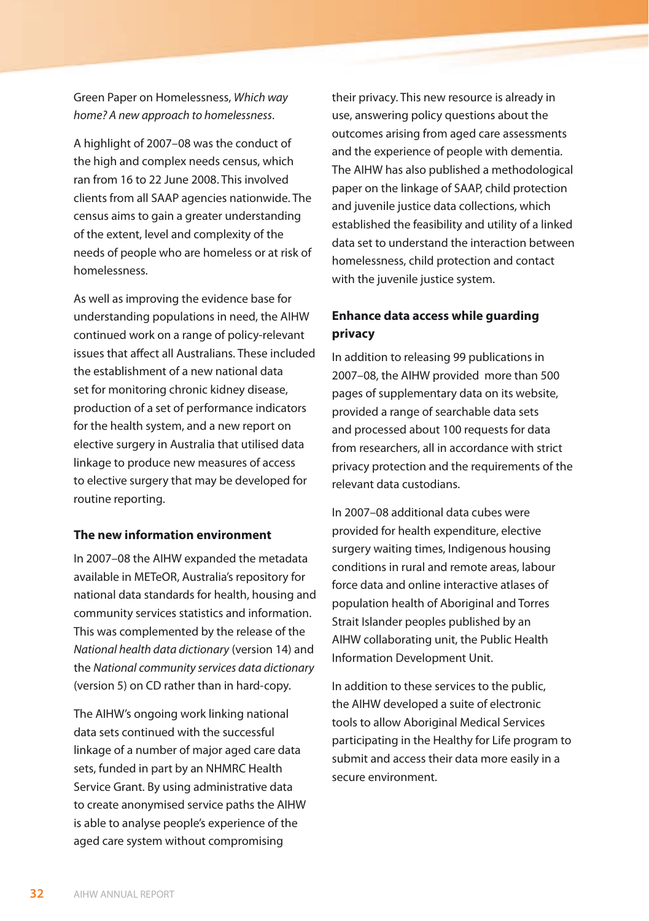Green Paper on Homelessness, *Which way home? A new approach to homelessness*.

A highlight of 2007–08 was the conduct of the high and complex needs census, which ran from 16 to 22 June 2008. This involved clients from all SAAP agencies nationwide. The census aims to gain a greater understanding of the extent, level and complexity of the needs of people who are homeless or at risk of homelessness.

As well as improving the evidence base for understanding populations in need, the AIHW continued work on a range of policy-relevant issues that affect all Australians. These included the establishment of a new national data set for monitoring chronic kidney disease, production of a set of performance indicators for the health system, and a new report on elective surgery in Australia that utilised data linkage to produce new measures of access to elective surgery that may be developed for routine reporting.

**The new information environment**

In 2007–08 the AIHW expanded the metadata available in METeOR, Australia's repository for national data standards for health, housing and community services statistics and information. This was complemented by the release of the *National health data dictionary* (version 14) and the *National community services data dictionary* (version 5) on CD rather than in hard-copy.

The AIHW's ongoing work linking national data sets continued with the successful linkage of a number of major aged care data sets, funded in part by an NHMRC Health Service Grant. By using administrative data to create anonymised service paths the AIHW is able to analyse people's experience of the aged care system without compromising their privacy. This new resource is already in use, answering policy questions about the outcomes arising from aged care assessments and the experience of people with dementia. The AIHW has also published a methodological paper on the linkage of SAAP, child protection and juvenile justice data collections, which established the feasibility and utility of a linked data set to understand the interaction between homelessness, child protection and contact with the juvenile justice system.

**Enhance data access while guarding privacy**

In addition to releasing 99 publications in 2007–08, the AIHW provided more than 500 pages of supplementary data on its website, provided a range of searchable data sets and processed about 100 requests for data from researchers, all in accordance with strict privacy protection and the requirements of the relevant data custodians.

In 2007–08 additional data cubes were provided for health expenditure, elective surgery waiting times, Indigenous housing conditions in rural and remote areas, labour force data and online interactive atlases of population health of Aboriginal and Torres Strait Islander peoples published by an AIHW collaborating unit, the Public Health Information Development Unit.

In addition to these services to the public, the AIHW developed a suite of electronic tools to allow Aboriginal Medical Services participating in the Healthy for Life program to submit and access their data more easily in a secure environment.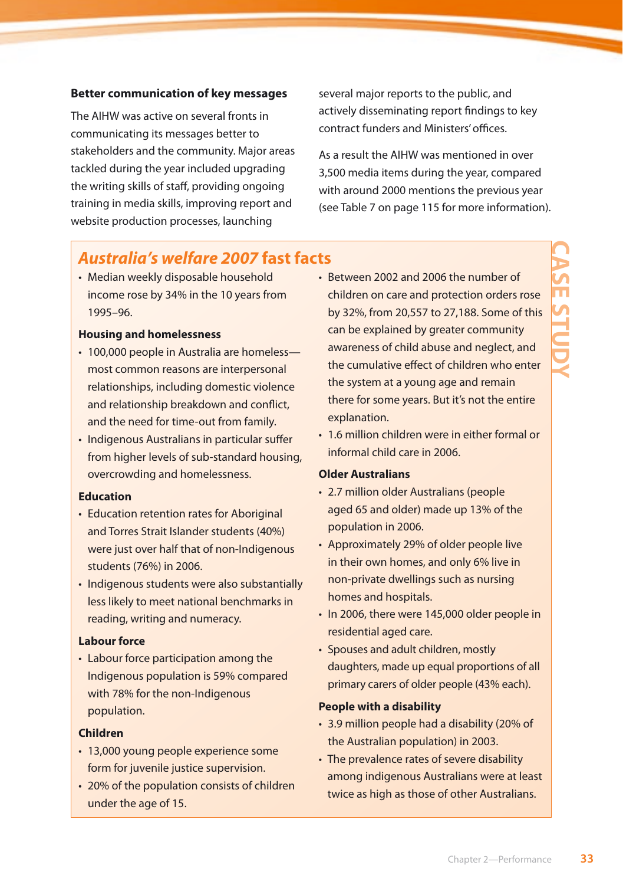### Better communication of key messages

The AIHW was active on several fronts in communicating its messages better to stakeholders and the community. Major areas tackled during the year included upgrading the writing skills of staff, providing ongoing training in media skills, improving report and website production processes, launching several major reports to the public, and actively disseminating report findings to key contract funders and Ministers' offices.

As a result the AIHW was mentioned in over 3,500 media items during the year, compared with around 2000 mentions the previous year (see Table 7 on page 115 for more information).

CASE STUDY

## *Australia's welfare 2007* fast facts

- Median weekly disposable household income rose by 34% in the 10 years from 1995–96.

**Housing and homelessness**

- 100,000 people in Australia are homeless—most common reasons are interpersonal relationships, including domestic violence and relationship breakdown and conflict, and the need for time-out from family.
- Indigenous Australians in particular suffer from higher levels of sub-standard housing, overcrowding and homelessness.

**Education**

- Education retention rates for Aboriginal and Torres Strait Islander students (40%) were just over half that of non-Indigenous students (76%) in 2006.
- Indigenous students were also substantially less likely to meet national benchmarks in reading, writing and numeracy.

**Labour force**

- Labour force participation among the Indigenous population is 59% compared with 78% for the non-Indigenous population.

**Children**

- 13,000 young people experience some form for juvenile justice supervision.
- 20% of the population consists of children under the age of 15.
- Between 2002 and 2006 the number of children on care and protection orders rose by 32%, from 20,557 to 27,188. Some of this can be explained by greater community awareness of child abuse and neglect, and the cumulative effect of children who enter the system at a young age and remain there for some years. But it's not the entire explanation.
- 1.6 million children were in either formal or informal child care in 2006.

**Older Australians**

- 2.7 million older Australians (people aged 65 and older) made up 13% of the population in 2006.
- Approximately 29% of older people live in their own homes, and only 6% live in non-private dwellings such as nursing homes and hospitals.
- In 2006, there were 145,000 older people in residential aged care.
- Spouses and adult children, mostly daughters, made up equal proportions of all primary carers of older people (43% each).

**People with a disability**

- 3.9 million people had a disability (20% of the Australian population) in 2003.
- The prevalence rates of severe disability among indigenous Australians were at least twice as high as those of other Australians.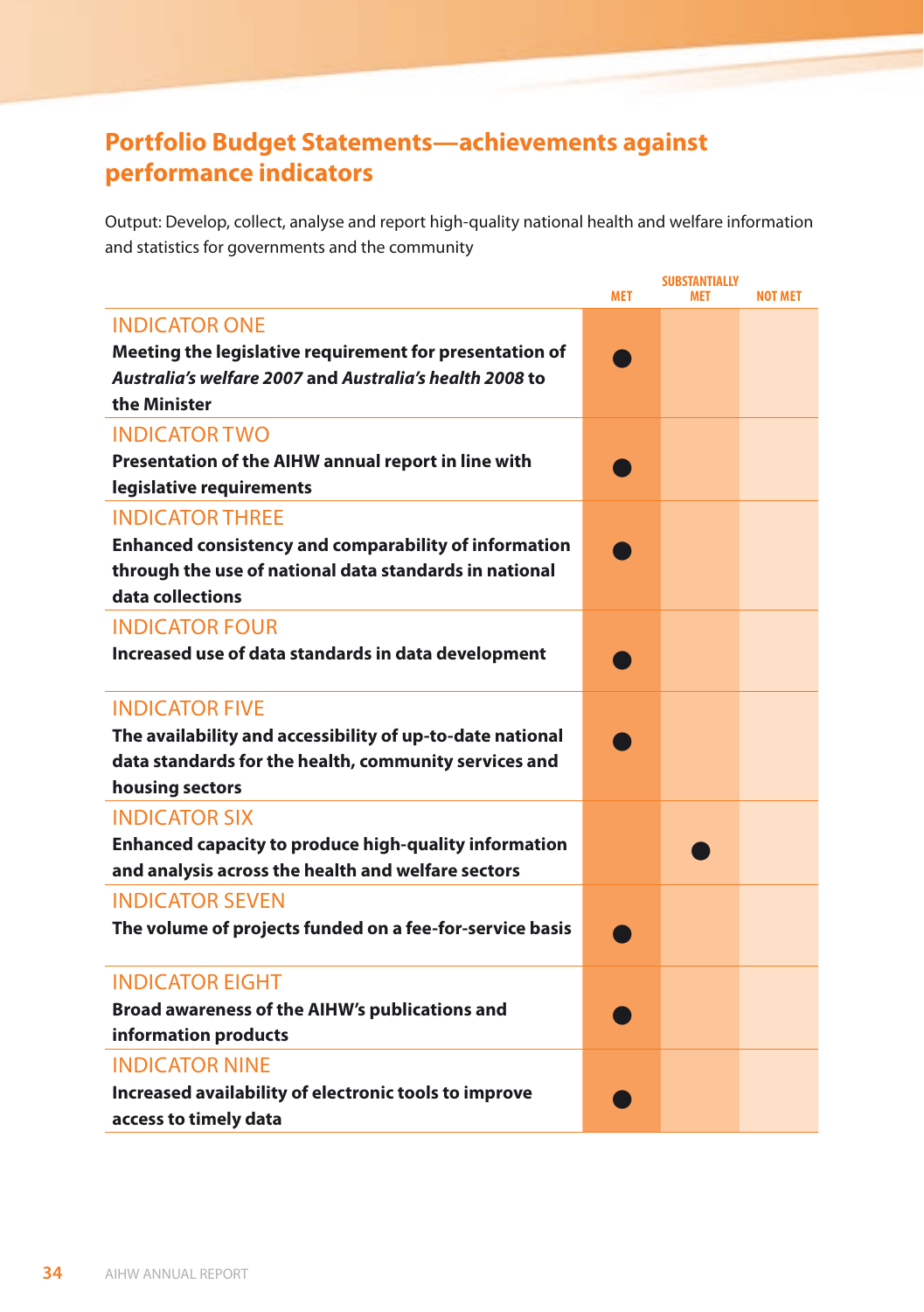## Portfolio Budget Statements—achievements against performance indicators

Output: Develop, collect, analyse and report high-quality national health and welfare information and statistics for governments and the community

| | MET | SUBSTANTIALLY MET | NOT MET |
|---|---|---|---|
| INDICATOR ONE<br>**Meeting the legislative requirement for presentation of *Australia's welfare 2007* and *Australia's health 2008* to the Minister** | ● | | |
| INDICATOR TWO<br>**Presentation of the AIHW annual report in line with legislative requirements** | ● | | |
| INDICATOR THREE<br>**Enhanced consistency and comparability of information through the use of national data standards in national data collections** | ● | | |
| INDICATOR FOUR<br>**Increased use of data standards in data development** | ● | | |
| INDICATOR FIVE<br>**The availability and accessibility of up-to-date national data standards for the health, community services and housing sectors** | ● | | |
| INDICATOR SIX<br>**Enhanced capacity to produce high-quality information and analysis across the health and welfare sectors** | | ● | |
| INDICATOR SEVEN<br>**The volume of projects funded on a fee-for-service basis** | ● | | |
| INDICATOR EIGHT<br>**Broad awareness of the AIHW's publications and information products** | ● | | |
| INDICATOR NINE<br>**Increased availability of electronic tools to improve access to timely data** | ● | | |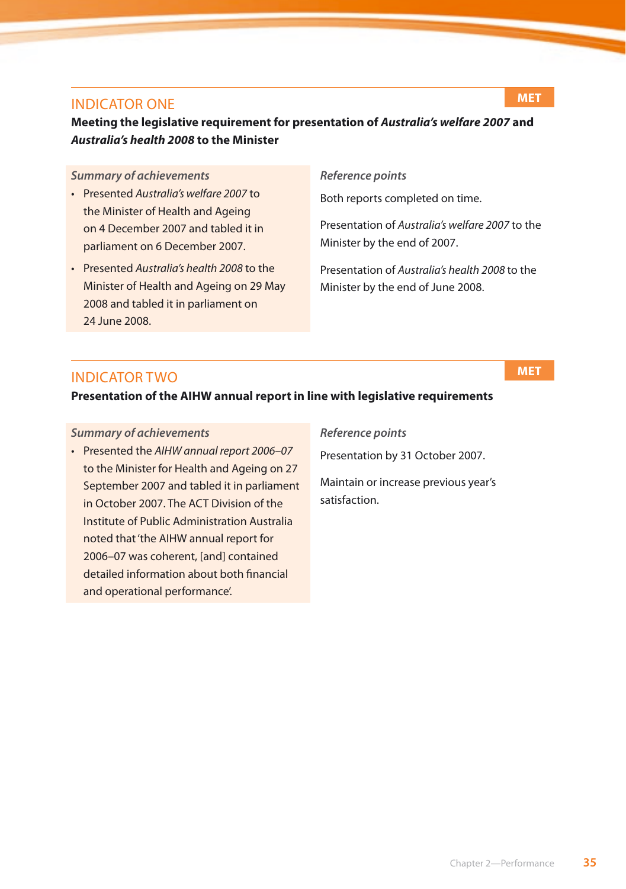## INDICATOR ONE

**MET**

**Meeting the legislative requirement for presentation of *Australia's welfare 2007* and *Australia's health 2008* to the Minister**

*Summary of achievements*

- Presented *Australia's welfare 2007* to the Minister of Health and Ageing on 4 December 2007 and tabled it in parliament on 6 December 2007.
- Presented *Australia's health 2008* to the Minister of Health and Ageing on 29 May 2008 and tabled it in parliament on 24 June 2008.

*Reference points*

Both reports completed on time.

Presentation of *Australia's welfare 2007* to the Minister by the end of 2007.

Presentation of *Australia's health 2008* to the Minister by the end of June 2008.

## INDICATOR TWO

**MET**

**Presentation of the AIHW annual report in line with legislative requirements**

*Summary of achievements*

- Presented the *AIHW annual report 2006–07* to the Minister for Health and Ageing on 27 September 2007 and tabled it in parliament in October 2007. The ACT Division of the Institute of Public Administration Australia noted that 'the AIHW annual report for 2006–07 was coherent, [and] contained detailed information about both financial and operational performance'.

*Reference points*

Presentation by 31 October 2007.

Maintain or increase previous year's satisfaction.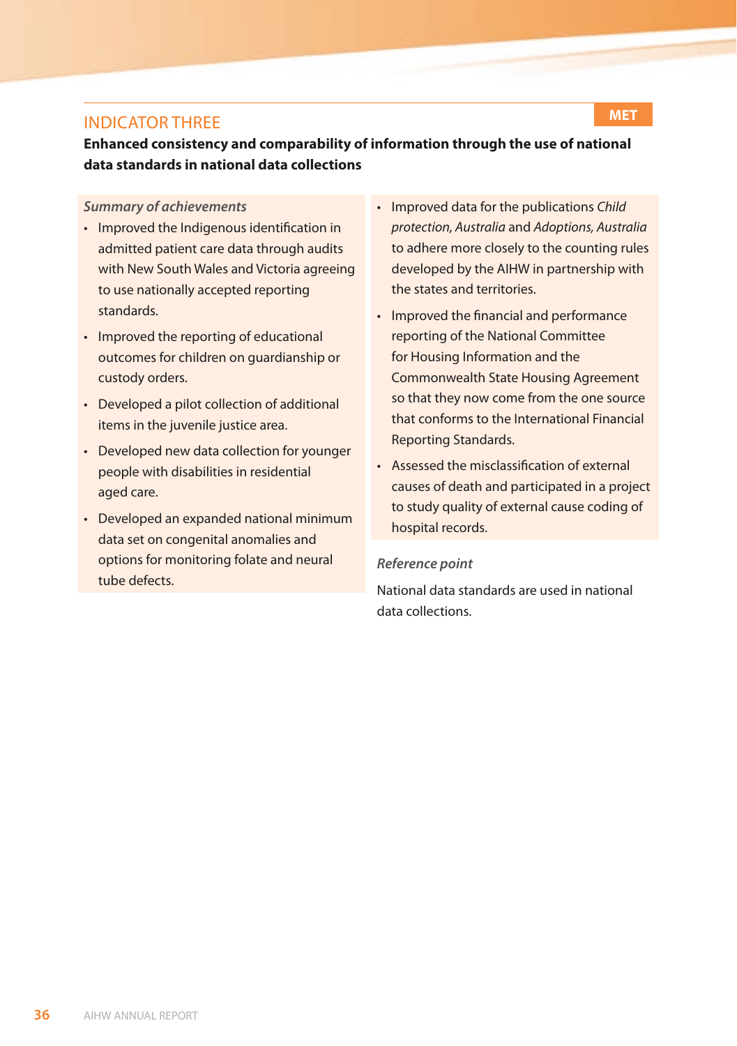## INDICATOR THREE

**MET**

**Enhanced consistency and comparability of information through the use of national data standards in national data collections**

*Summary of achievements*

- Improved the Indigenous identification in admitted patient care data through audits with New South Wales and Victoria agreeing to use nationally accepted reporting standards.
- Improved the reporting of educational outcomes for children on guardianship or custody orders.
- Developed a pilot collection of additional items in the juvenile justice area.
- Developed new data collection for younger people with disabilities in residential aged care.
- Developed an expanded national minimum data set on congenital anomalies and options for monitoring folate and neural tube defects.
- Improved data for the publications *Child protection, Australia* and *Adoptions, Australia* to adhere more closely to the counting rules developed by the AIHW in partnership with the states and territories.
- Improved the financial and performance reporting of the National Committee for Housing Information and the Commonwealth State Housing Agreement so that they now come from the one source that conforms to the International Financial Reporting Standards.
- Assessed the misclassification of external causes of death and participated in a project to study quality of external cause coding of hospital records.

*Reference point*

National data standards are used in national data collections.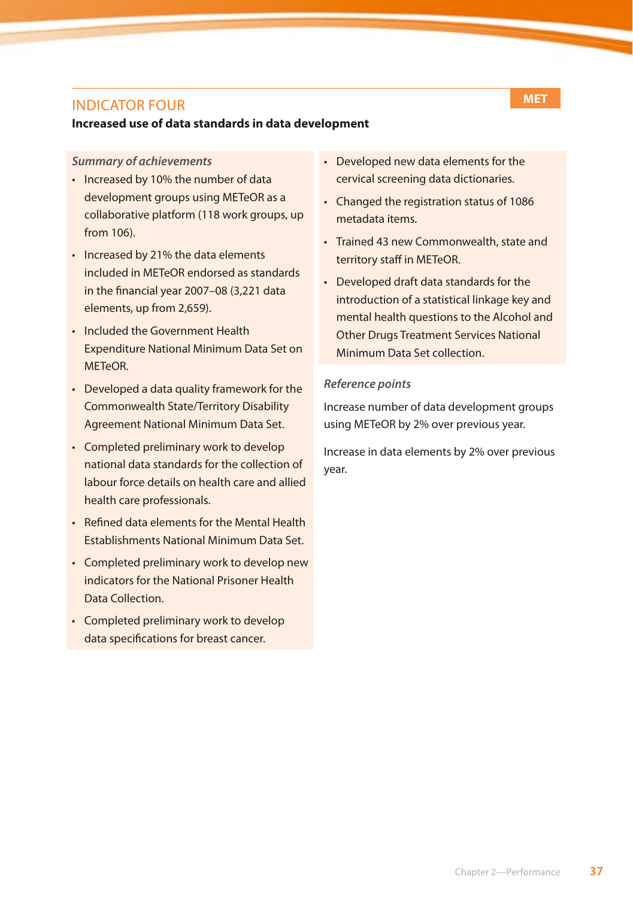## INDICATOR FOUR

**MET**

**Increased use of data standards in data development**

*Summary of achievements*

- Increased by 10% the number of data development groups using METeOR as a collaborative platform (118 work groups, up from 106).
- Increased by 21% the data elements included in METeOR endorsed as standards in the financial year 2007–08 (3,221 data elements, up from 2,659).
- Included the Government Health Expenditure National Minimum Data Set on METeOR.
- Developed a data quality framework for the Commonwealth State/Territory Disability Agreement National Minimum Data Set.
- Completed preliminary work to develop national data standards for the collection of labour force details on health care and allied health care professionals.
- Refined data elements for the Mental Health Establishments National Minimum Data Set.
- Completed preliminary work to develop new indicators for the National Prisoner Health Data Collection.
- Completed preliminary work to develop data specifications for breast cancer.
- Developed new data elements for the cervical screening data dictionaries.
- Changed the registration status of 1086 metadata items.
- Trained 43 new Commonwealth, state and territory staff in METeOR.
- Developed draft data standards for the introduction of a statistical linkage key and mental health questions to the Alcohol and Other Drugs Treatment Services National Minimum Data Set collection.

*Reference points*

Increase number of data development groups using METeOR by 2% over previous year.

Increase in data elements by 2% over previous year.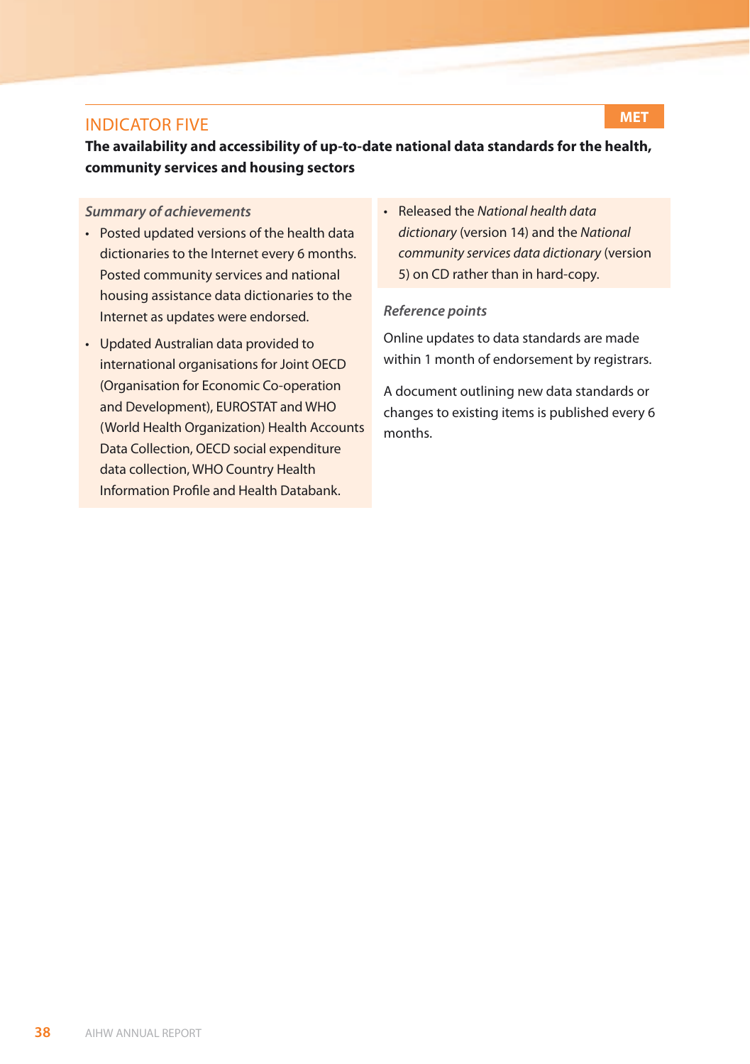## INDICATOR FIVE

**MET**

**The availability and accessibility of up-to-date national data standards for the health, community services and housing sectors**

*Summary of achievements*

- Posted updated versions of the health data dictionaries to the Internet every 6 months. Posted community services and national housing assistance data dictionaries to the Internet as updates were endorsed.
- Updated Australian data provided to international organisations for Joint OECD (Organisation for Economic Co-operation and Development), EUROSTAT and WHO (World Health Organization) Health Accounts Data Collection, OECD social expenditure data collection, WHO Country Health Information Profile and Health Databank.
- Released the *National health data dictionary* (version 14) and the *National community services data dictionary* (version 5) on CD rather than in hard-copy.

*Reference points*

Online updates to data standards are made within 1 month of endorsement by registrars.

A document outlining new data standards or changes to existing items is published every 6 months.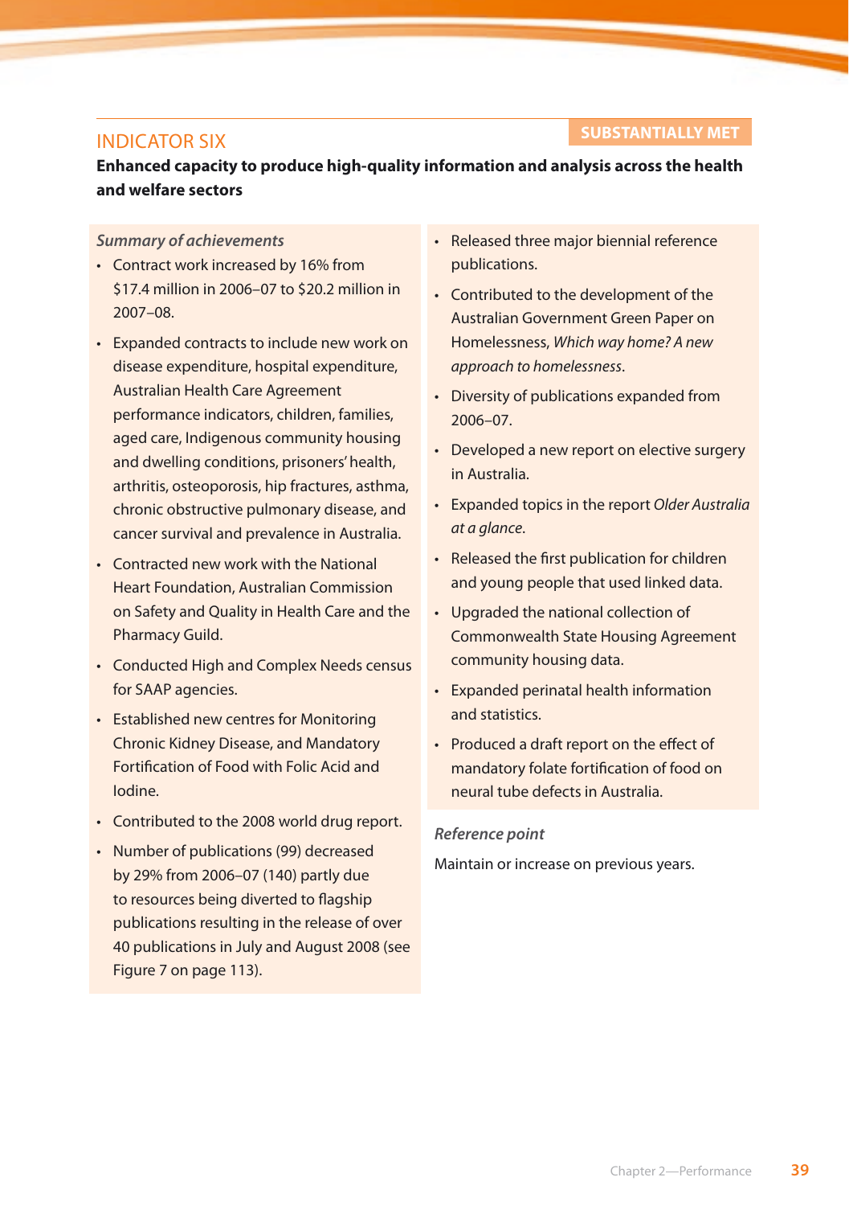## INDICATOR SIX

**SUBSTANTIALLY MET**

**Enhanced capacity to produce high-quality information and analysis across the health and welfare sectors**

***Summary of achievements***

- Contract work increased by 16% from $17.4 million in 2006–07 to $20.2 million in 2007–08.
- Expanded contracts to include new work on disease expenditure, hospital expenditure, Australian Health Care Agreement performance indicators, children, families, aged care, Indigenous community housing and dwelling conditions, prisoners' health, arthritis, osteoporosis, hip fractures, asthma, chronic obstructive pulmonary disease, and cancer survival and prevalence in Australia.
- Contracted new work with the National Heart Foundation, Australian Commission on Safety and Quality in Health Care and the Pharmacy Guild.
- Conducted High and Complex Needs census for SAAP agencies.
- Established new centres for Monitoring Chronic Kidney Disease, and Mandatory Fortification of Food with Folic Acid and Iodine.
- Contributed to the 2008 world drug report.
- Number of publications (99) decreased by 29% from 2006–07 (140) partly due to resources being diverted to flagship publications resulting in the release of over 40 publications in July and August 2008 (see Figure 7 on page 113).
- Released three major biennial reference publications.
- Contributed to the development of the Australian Government Green Paper on Homelessness, *Which way home? A new approach to homelessness*.
- Diversity of publications expanded from 2006–07.
- Developed a new report on elective surgery in Australia.
- Expanded topics in the report *Older Australia at a glance*.
- Released the first publication for children and young people that used linked data.
- Upgraded the national collection of Commonwealth State Housing Agreement community housing data.
- Expanded perinatal health information and statistics.
- Produced a draft report on the effect of mandatory folate fortification of food on neural tube defects in Australia.

***Reference point***

Maintain or increase on previous years.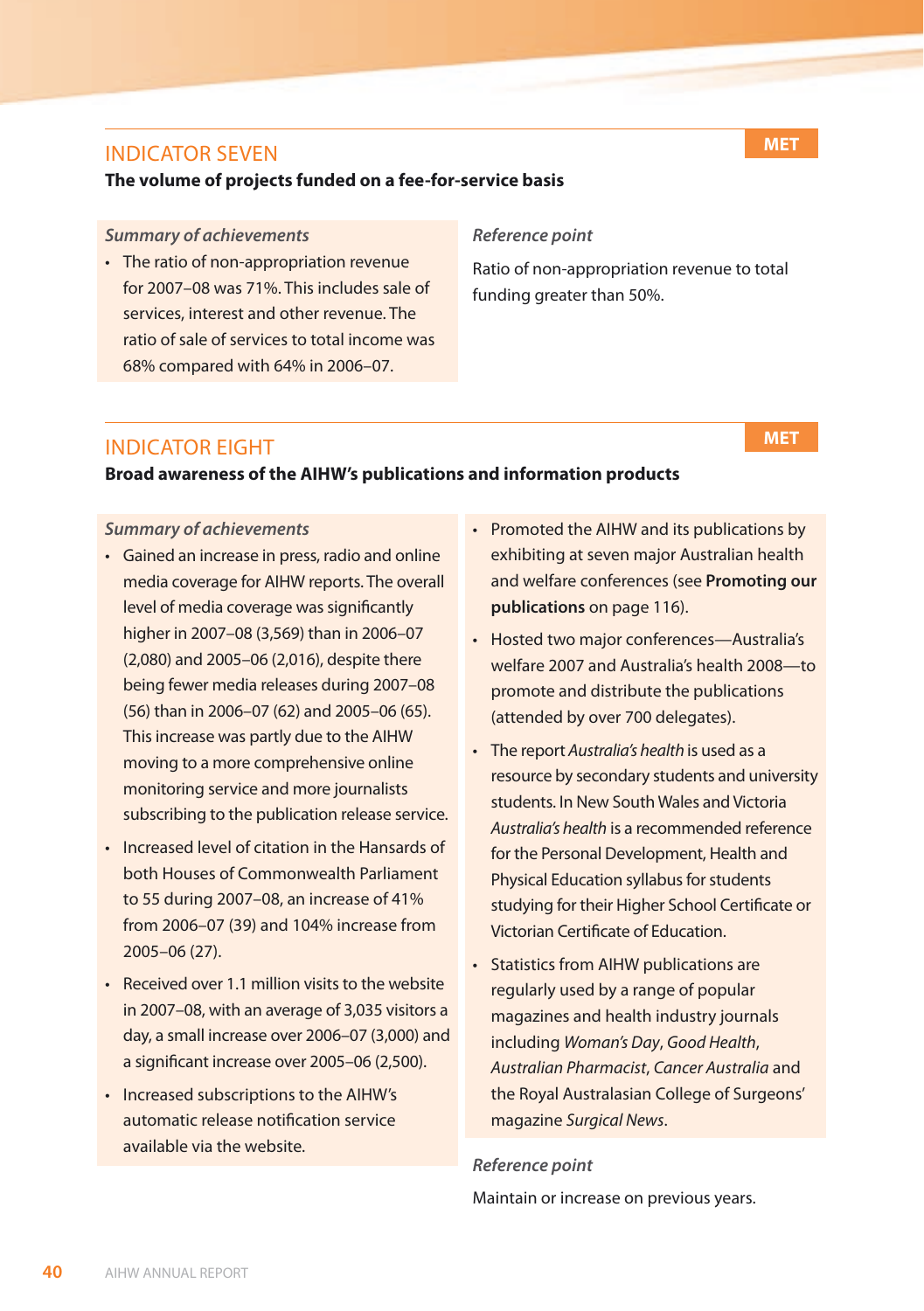## INDICATOR SEVEN

**MET**

**The volume of projects funded on a fee-for-service basis**

*Summary of achievements*

- The ratio of non-appropriation revenue for 2007–08 was 71%. This includes sale of services, interest and other revenue. The ratio of sale of services to total income was 68% compared with 64% in 2006–07.

*Reference point*

Ratio of non-appropriation revenue to total funding greater than 50%.

## INDICATOR EIGHT

**MET**

**Broad awareness of the AIHW's publications and information products**

*Summary of achievements*

- Gained an increase in press, radio and online media coverage for AIHW reports. The overall level of media coverage was significantly higher in 2007–08 (3,569) than in 2006–07 (2,080) and 2005–06 (2,016), despite there being fewer media releases during 2007–08 (56) than in 2006–07 (62) and 2005–06 (65). This increase was partly due to the AIHW moving to a more comprehensive online monitoring service and more journalists subscribing to the publication release service.
- Increased level of citation in the Hansards of both Houses of Commonwealth Parliament to 55 during 2007–08, an increase of 41% from 2006–07 (39) and 104% increase from 2005–06 (27).
- Received over 1.1 million visits to the website in 2007–08, with an average of 3,035 visitors a day, a small increase over 2006–07 (3,000) and a significant increase over 2005–06 (2,500).
- Increased subscriptions to the AIHW's automatic release notification service available via the website.
- Promoted the AIHW and its publications by exhibiting at seven major Australian health and welfare conferences (see **Promoting our publications** on page 116).
- Hosted two major conferences—Australia's welfare 2007 and Australia's health 2008—to promote and distribute the publications (attended by over 700 delegates).
- The report *Australia's health* is used as a resource by secondary students and university students. In New South Wales and Victoria *Australia's health* is a recommended reference for the Personal Development, Health and Physical Education syllabus for students studying for their Higher School Certificate or Victorian Certificate of Education.
- Statistics from AIHW publications are regularly used by a range of popular magazines and health industry journals including *Woman's Day*, *Good Health*, *Australian Pharmacist*, *Cancer Australia* and the Royal Australasian College of Surgeons' magazine *Surgical News*.

*Reference point*

Maintain or increase on previous years.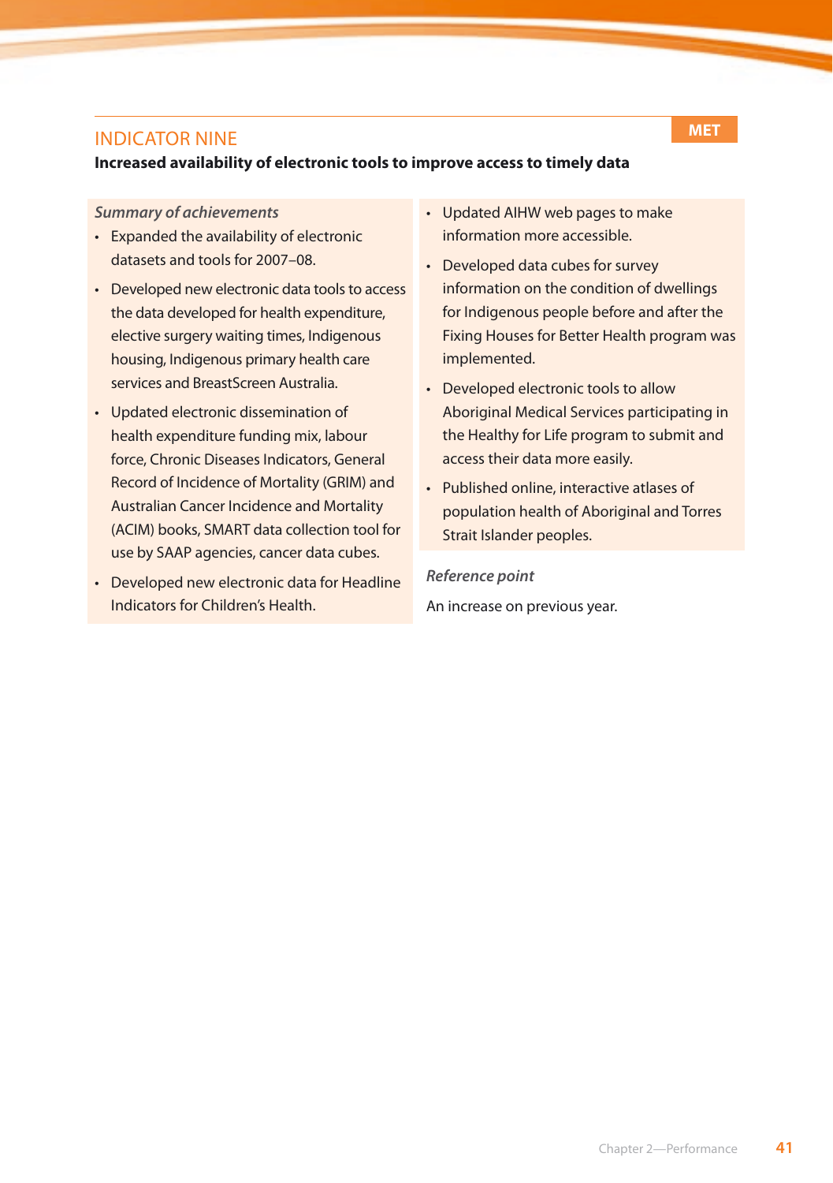## INDICATOR NINE

**MET**

**Increased availability of electronic tools to improve access to timely data**

*Summary of achievements*

- Expanded the availability of electronic datasets and tools for 2007–08.
- Developed new electronic data tools to access the data developed for health expenditure, elective surgery waiting times, Indigenous housing, Indigenous primary health care services and BreastScreen Australia.
- Updated electronic dissemination of health expenditure funding mix, labour force, Chronic Diseases Indicators, General Record of Incidence of Mortality (GRIM) and Australian Cancer Incidence and Mortality (ACIM) books, SMART data collection tool for use by SAAP agencies, cancer data cubes.
- Developed new electronic data for Headline Indicators for Children's Health.
- Updated AIHW web pages to make information more accessible.
- Developed data cubes for survey information on the condition of dwellings for Indigenous people before and after the Fixing Houses for Better Health program was implemented.
- Developed electronic tools to allow Aboriginal Medical Services participating in the Healthy for Life program to submit and access their data more easily.
- Published online, interactive atlases of population health of Aboriginal and Torres Strait Islander peoples.

*Reference point*

An increase on previous year.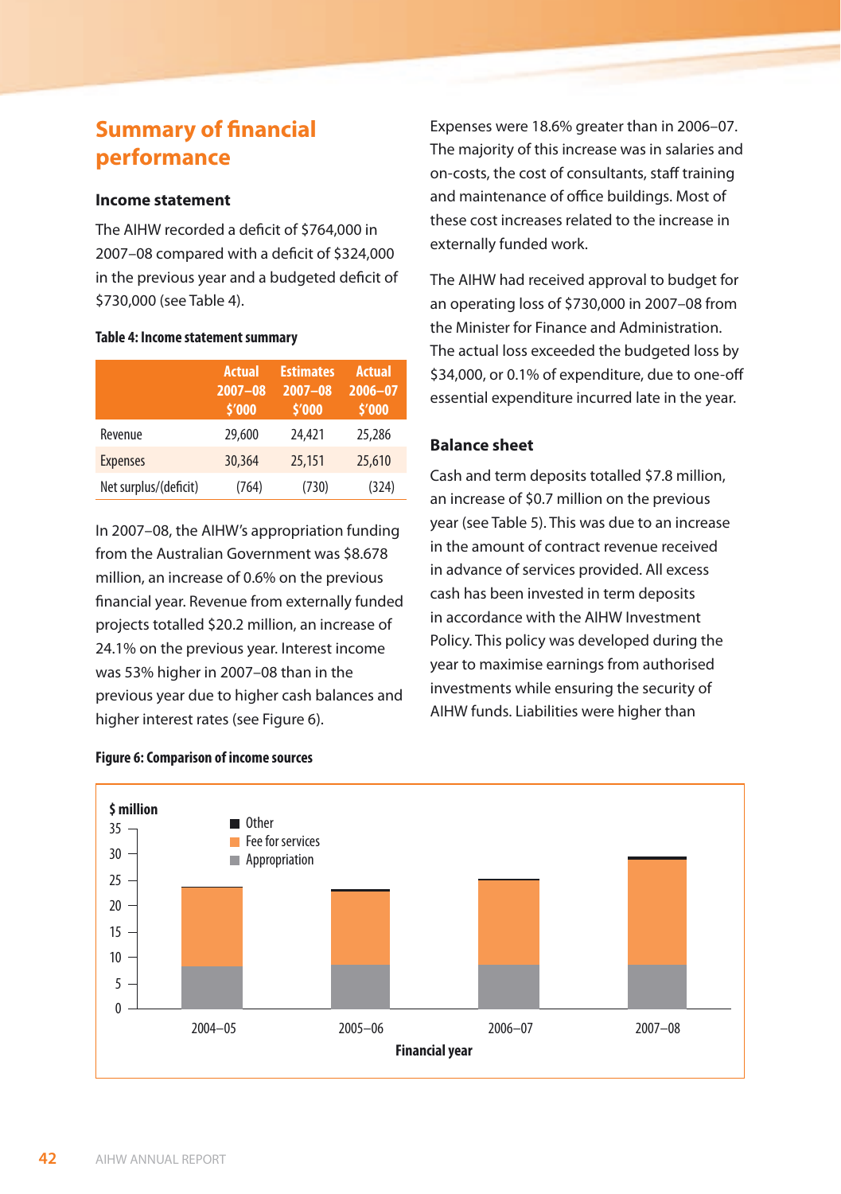## Summary of financial performance

### Income statement

The AIHW recorded a deficit of $764,000 in 2007–08 compared with a deficit of $324,000 in the previous year and a budgeted deficit of $730,000 (see Table 4).

**Table 4: Income statement summary**

| | Actual 2007–08 $'000 | Estimates 2007–08 $'000 | Actual 2006–07 $'000 |
|---|---|---|---|
| Revenue | 29,600 | 24,421 | 25,286 |
| Expenses | 30,364 | 25,151 | 25,610 |
| Net surplus/(deficit) | (764) | (730) | (324) |

In 2007–08, the AIHW's appropriation funding from the Australian Government was $8.678 million, an increase of 0.6% on the previous financial year. Revenue from externally funded projects totalled $20.2 million, an increase of 24.1% on the previous year. Interest income was 53% higher in 2007–08 than in the previous year due to higher cash balances and higher interest rates (see Figure 6).

**Figure 6: Comparison of income sources**

| Financial year | Appropriation ($ million) | Fee for services ($ million) | Other ($ million) |
|---|---|---|---|
| 2004–05 | | | |
| 2005–06 | | | |
| 2006–07 | | | |
| 2007–08 | | | |

Expenses were 18.6% greater than in 2006–07. The majority of this increase was in salaries and on-costs, the cost of consultants, staff training and maintenance of office buildings. Most of these cost increases related to the increase in externally funded work.

The AIHW had received approval to budget for an operating loss of $730,000 in 2007–08 from the Minister for Finance and Administration. The actual loss exceeded the budgeted loss by $34,000, or 0.1% of expenditure, due to one-off essential expenditure incurred late in the year.

### Balance sheet

Cash and term deposits totalled $7.8 million, an increase of $0.7 million on the previous year (see Table 5). This was due to an increase in the amount of contract revenue received in advance of services provided. All excess cash has been invested in term deposits in accordance with the AIHW Investment Policy. This policy was developed during the year to maximise earnings from authorised investments while ensuring the security of AIHW funds. Liabilities were higher than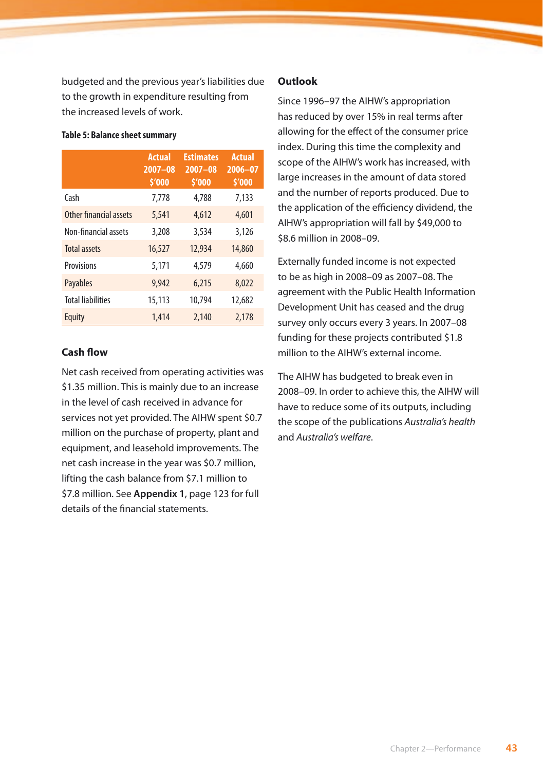budgeted and the previous year's liabilities due to the growth in expenditure resulting from the increased levels of work.

**Table 5: Balance sheet summary**

| | Actual 2007–08 $'000 | Estimates 2007–08 $'000 | Actual 2006–07 $'000 |
|---|---|---|---|
| Cash | 7,778 | 4,788 | 7,133 |
| Other financial assets | 5,541 | 4,612 | 4,601 |
| Non-financial assets | 3,208 | 3,534 | 3,126 |
| Total assets | 16,527 | 12,934 | 14,860 |
| Provisions | 5,171 | 4,579 | 4,660 |
| Payables | 9,942 | 6,215 | 8,022 |
| Total liabilities | 15,113 | 10,794 | 12,682 |
| Equity | 1,414 | 2,140 | 2,178 |

### Cash flow

Net cash received from operating activities was $1.35 million. This is mainly due to an increase in the level of cash received in advance for services not yet provided. The AIHW spent $0.7 million on the purchase of property, plant and equipment, and leasehold improvements. The net cash increase in the year was $0.7 million, lifting the cash balance from $7.1 million to $7.8 million. See **Appendix 1**, page 123 for full details of the financial statements.

### Outlook

Since 1996–97 the AIHW's appropriation has reduced by over 15% in real terms after allowing for the effect of the consumer price index. During this time the complexity and scope of the AIHW's work has increased, with large increases in the amount of data stored and the number of reports produced. Due to the application of the efficiency dividend, the AIHW's appropriation will fall by $49,000 to $8.6 million in 2008–09.

Externally funded income is not expected to be as high in 2008–09 as 2007–08. The agreement with the Public Health Information Development Unit has ceased and the drug survey only occurs every 3 years. In 2007–08 funding for these projects contributed $1.8 million to the AIHW's external income.

The AIHW has budgeted to break even in 2008–09. In order to achieve this, the AIHW will have to reduce some of its outputs, including the scope of the publications *Australia's health* and *Australia's welfare*.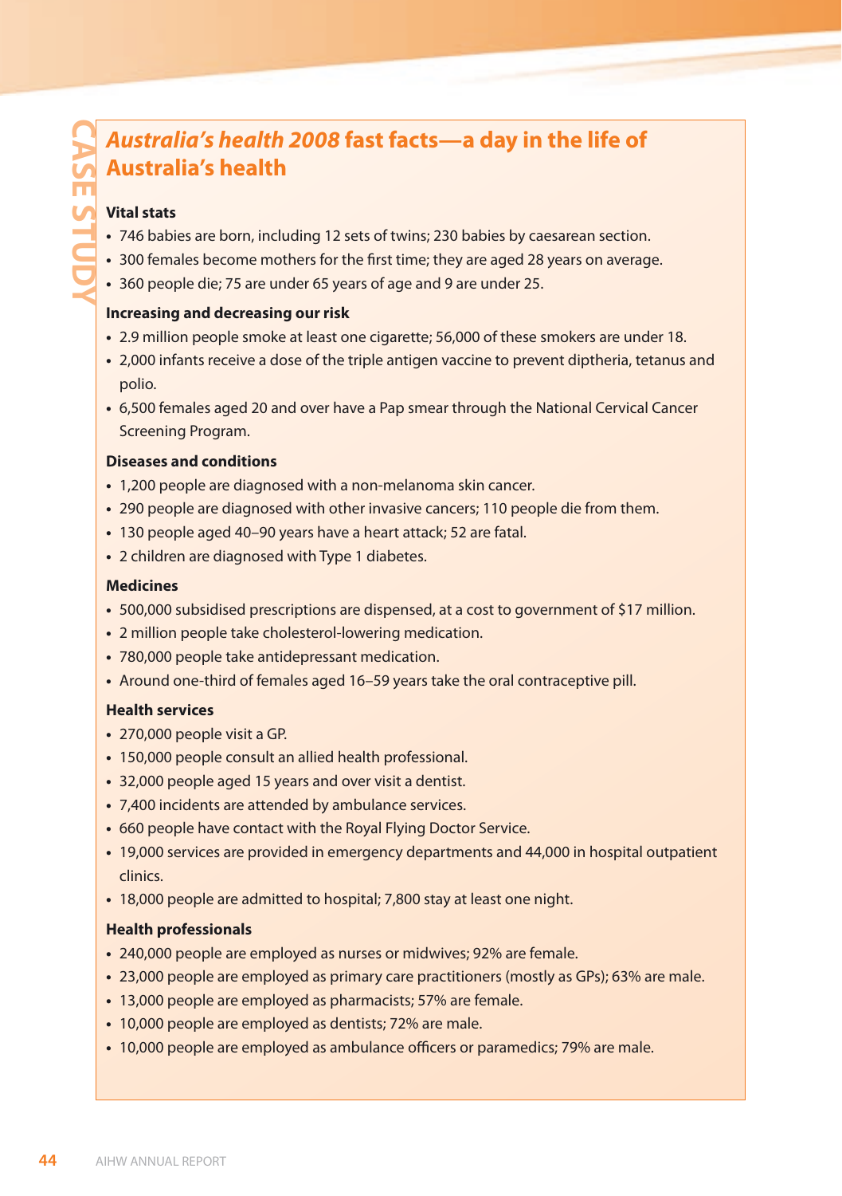CASE STUDY

## *Australia's health 2008* fast facts—a day in the life of Australia's health

**Vital stats**

- 746 babies are born, including 12 sets of twins; 230 babies by caesarean section.
- 300 females become mothers for the first time; they are aged 28 years on average.
- 360 people die; 75 are under 65 years of age and 9 are under 25.

**Increasing and decreasing our risk**

- 2.9 million people smoke at least one cigarette; 56,000 of these smokers are under 18.
- 2,000 infants receive a dose of the triple antigen vaccine to prevent diptheria, tetanus and polio.
- 6,500 females aged 20 and over have a Pap smear through the National Cervical Cancer Screening Program.

**Diseases and conditions**

- 1,200 people are diagnosed with a non-melanoma skin cancer.
- 290 people are diagnosed with other invasive cancers; 110 people die from them.
- 130 people aged 40–90 years have a heart attack; 52 are fatal.
- 2 children are diagnosed with Type 1 diabetes.

**Medicines**

- 500,000 subsidised prescriptions are dispensed, at a cost to government of $17 million.
- 2 million people take cholesterol-lowering medication.
- 780,000 people take antidepressant medication.
- Around one-third of females aged 16–59 years take the oral contraceptive pill.

**Health services**

- 270,000 people visit a GP.
- 150,000 people consult an allied health professional.
- 32,000 people aged 15 years and over visit a dentist.
- 7,400 incidents are attended by ambulance services.
- 660 people have contact with the Royal Flying Doctor Service.
- 19,000 services are provided in emergency departments and 44,000 in hospital outpatient clinics.
- 18,000 people are admitted to hospital; 7,800 stay at least one night.

**Health professionals**

- 240,000 people are employed as nurses or midwives; 92% are female.
- 23,000 people are employed as primary care practitioners (mostly as GPs); 63% are male.
- 13,000 people are employed as pharmacists; 57% are female.
- 10,000 people are employed as dentists; 72% are male.
- 10,000 people are employed as ambulance officers or paramedics; 79% are male.